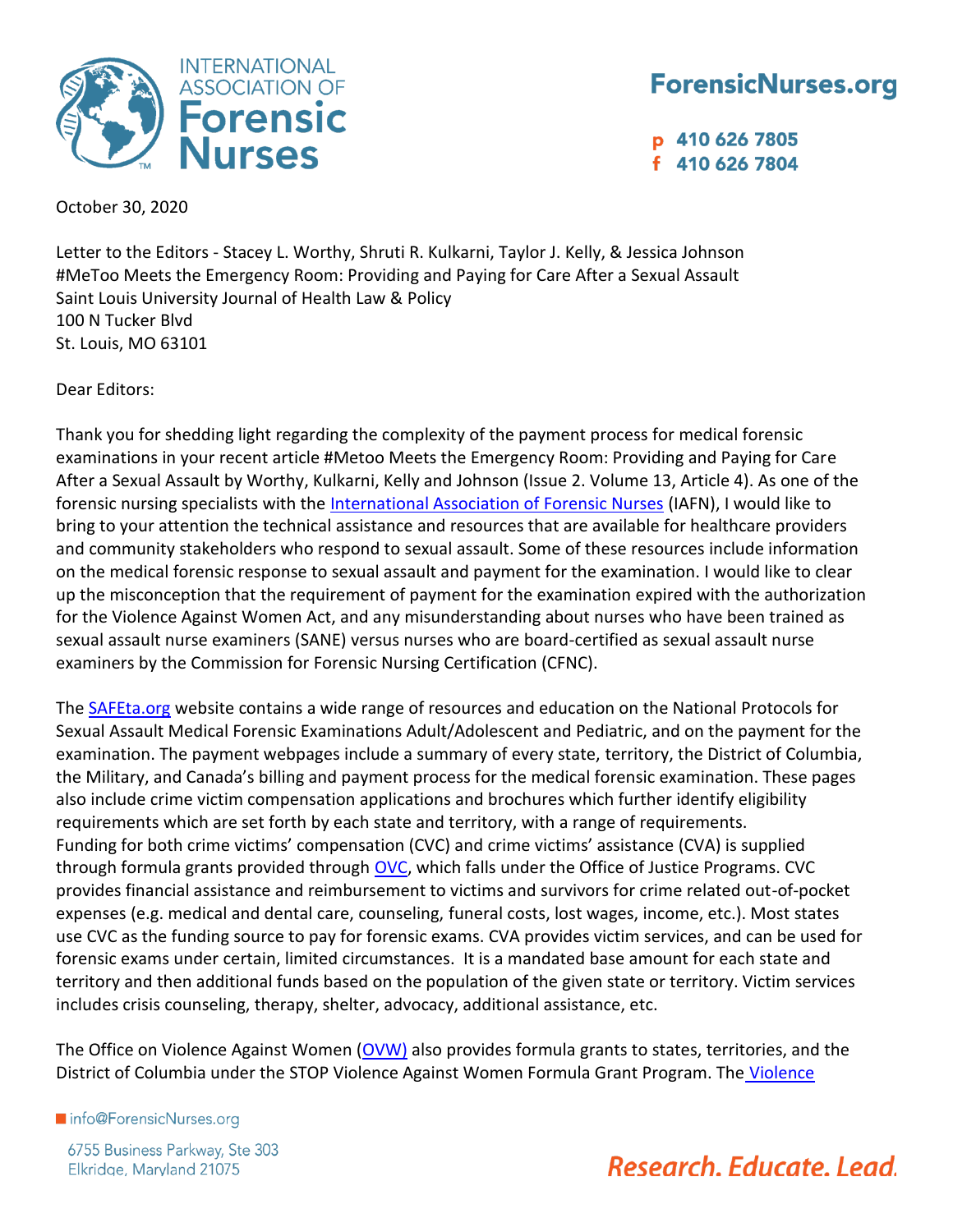# INTERNATIONAL ASSOCIATION OF Forensic Nurses

**ForensicNurses.org**

p 410 626 7805
f 410 626 7804

October 30, 2020

Letter to the Editors - Stacey L. Worthy, Shruti R. Kulkarni, Taylor J. Kelly, & Jessica Johnson
#MeToo Meets the Emergency Room: Providing and Paying for Care After a Sexual Assault
Saint Louis University Journal of Health Law & Policy
100 N Tucker Blvd
St. Louis, MO 63101

Dear Editors:

Thank you for shedding light regarding the complexity of the payment process for medical forensic examinations in your recent article #Metoo Meets the Emergency Room: Providing and Paying for Care After a Sexual Assault by Worthy, Kulkarni, Kelly and Johnson (Issue 2. Volume 13, Article 4). As one of the forensic nursing specialists with the International Association of Forensic Nurses (IAFN), I would like to bring to your attention the technical assistance and resources that are available for healthcare providers and community stakeholders who respond to sexual assault. Some of these resources include information on the medical forensic response to sexual assault and payment for the examination. I would like to clear up the misconception that the requirement of payment for the examination expired with the authorization for the Violence Against Women Act, and any misunderstanding about nurses who have been trained as sexual assault nurse examiners (SANE) versus nurses who are board-certified as sexual assault nurse examiners by the Commission for Forensic Nursing Certification (CFNC).

The SAFEta.org website contains a wide range of resources and education on the National Protocols for Sexual Assault Medical Forensic Examinations Adult/Adolescent and Pediatric, and on the payment for the examination. The payment webpages include a summary of every state, territory, the District of Columbia, the Military, and Canada's billing and payment process for the medical forensic examination. These pages also include crime victim compensation applications and brochures which further identify eligibility requirements which are set forth by each state and territory, with a range of requirements.
Funding for both crime victims' compensation (CVC) and crime victims' assistance (CVA) is supplied through formula grants provided through OVC, which falls under the Office of Justice Programs. CVC provides financial assistance and reimbursement to victims and survivors for crime related out-of-pocket expenses (e.g. medical and dental care, counseling, funeral costs, lost wages, income, etc.). Most states use CVC as the funding source to pay for forensic exams. CVA provides victim services, and can be used for forensic exams under certain, limited circumstances. It is a mandated base amount for each state and territory and then additional funds based on the population of the given state or territory. Victim services includes crisis counseling, therapy, shelter, advocacy, additional assistance, etc.

The Office on Violence Against Women (OVW) also provides formula grants to states, territories, and the District of Columbia under the STOP Violence Against Women Formula Grant Program. The Violence

info@ForensicNurses.org

6755 Business Parkway, Ste 303
Elkridge, Maryland 21075

Research. Educate. Lead.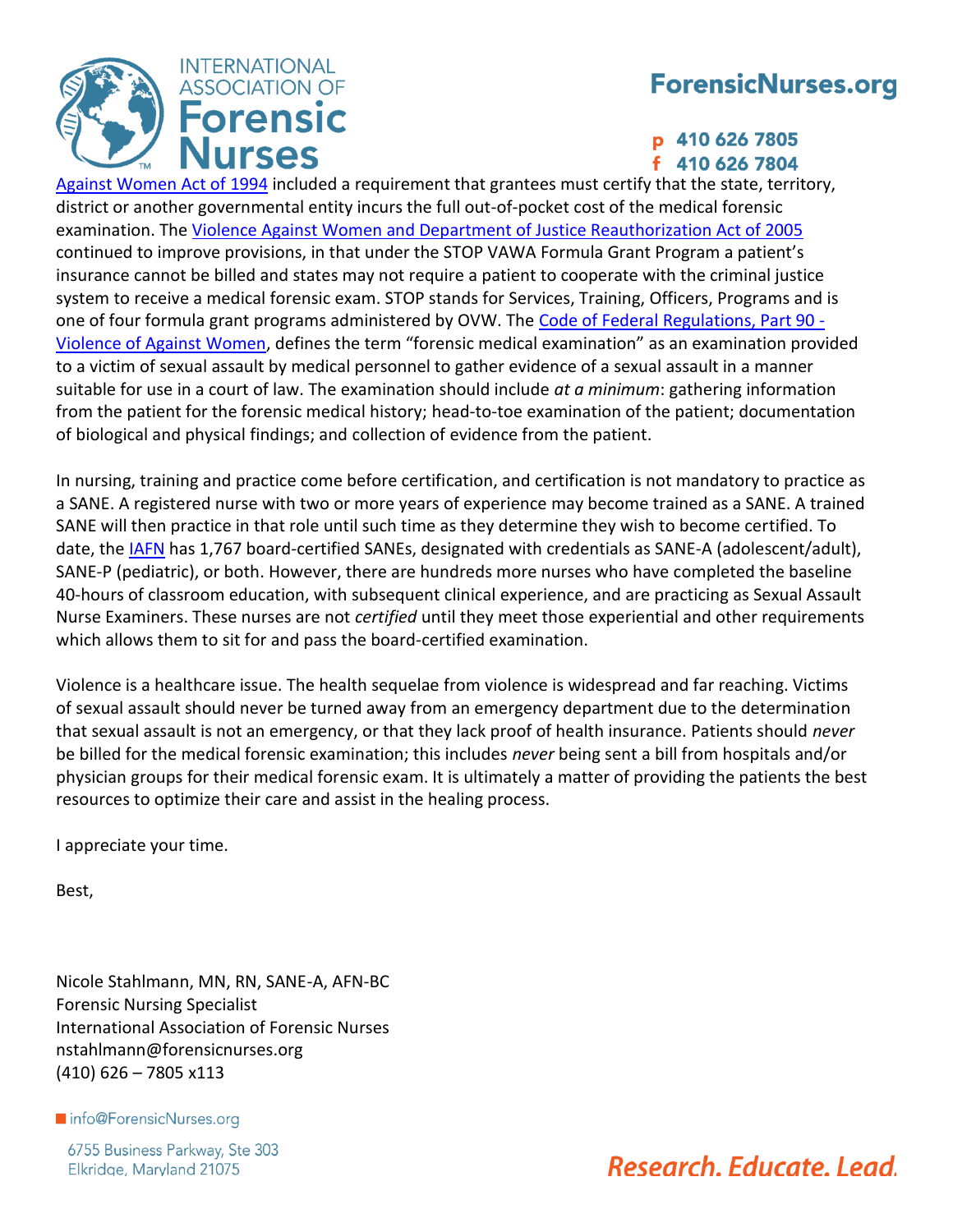Against Women Act of 1994 included a requirement that grantees must certify that the state, territory, district or another governmental entity incurs the full out-of-pocket cost of the medical forensic examination. The Violence Against Women and Department of Justice Reauthorization Act of 2005 continued to improve provisions, in that under the STOP VAWA Formula Grant Program a patient's insurance cannot be billed and states may not require a patient to cooperate with the criminal justice system to receive a medical forensic exam. STOP stands for Services, Training, Officers, Programs and is one of four formula grant programs administered by OVW. The Code of Federal Regulations, Part 90 - Violence of Against Women, defines the term "forensic medical examination" as an examination provided to a victim of sexual assault by medical personnel to gather evidence of a sexual assault in a manner suitable for use in a court of law. The examination should include *at a minimum*: gathering information from the patient for the forensic medical history; head-to-toe examination of the patient; documentation of biological and physical findings; and collection of evidence from the patient.

In nursing, training and practice come before certification, and certification is not mandatory to practice as a SANE. A registered nurse with two or more years of experience may become trained as a SANE. A trained SANE will then practice in that role until such time as they determine they wish to become certified. To date, the IAFN has 1,767 board-certified SANEs, designated with credentials as SANE-A (adolescent/adult), SANE-P (pediatric), or both. However, there are hundreds more nurses who have completed the baseline 40-hours of classroom education, with subsequent clinical experience, and are practicing as Sexual Assault Nurse Examiners. These nurses are not *certified* until they meet those experiential and other requirements which allows them to sit for and pass the board-certified examination.

Violence is a healthcare issue. The health sequelae from violence is widespread and far reaching. Victims of sexual assault should never be turned away from an emergency department due to the determination that sexual assault is not an emergency, or that they lack proof of health insurance. Patients should *never* be billed for the medical forensic examination; this includes *never* being sent a bill from hospitals and/or physician groups for their medical forensic exam. It is ultimately a matter of providing the patients the best resources to optimize their care and assist in the healing process.

I appreciate your time.

Best,

Nicole Stahlmann, MN, RN, SANE-A, AFN-BC
Forensic Nursing Specialist
International Association of Forensic Nurses
nstahlmann@forensicnurses.org
(410) 626 – 7805 x113